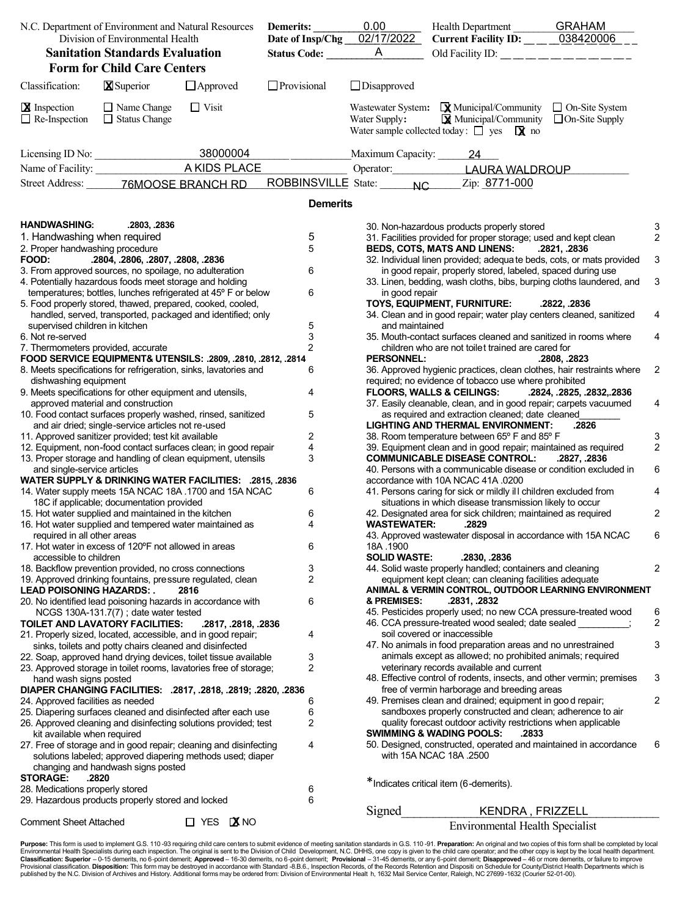N.C. Department of Environment and Natural Resources
Division of Environmental Health

**Sanitation Standards Evaluation Form for Child Care Centers**

**Demerits:** 0.00
**Date of Insp/Chg:** 02/17/2022
**Status Code:** A

Health Department: GRAHAM
**Current Facility ID:** 038420006
Old Facility ID:

Classification: [X] Superior [ ] Approved [ ] Provisional [ ] Disapproved

[X] Inspection [ ] Name Change [ ] Visit
[ ] Re-Inspection [ ] Status Change

Wastewater System: [X] Municipal/Community [ ] On-Site System
Water Supply: [X] Municipal/Community [ ] On-Site Supply
Water sample collected today: [ ] yes [X] no

Licensing ID No: 38000004
Maximum Capacity: 24
Name of Facility: A KIDS PLACE
Operator: LAURA WALDROUP
Street Address: 76MOOSE BRANCH RD ROBBINSVILLE State: NC Zip: 8771-000

## Demerits

**HANDWASHING: .2803, .2836**

| Item | Demerits |
|---|---|
| 1. Handwashing when required | 5 |
| 2. Proper handwashing procedure | 5 |

**FOOD: .2804, .2806, .2807, .2808, .2836**

| Item | Demerits |
|---|---|
| 3. From approved sources, no spoilage, no adulteration | 6 |
| 4. Potentially hazardous foods meet storage and holding temperatures; bottles, lunches refrigerated at 45º F or below | 6 |
| 5. Food properly stored, thawed, prepared, cooked, cooled, handled, served, transported, packaged and identified; only supervised children in kitchen | 5 |
| 6. Not re-served | 3 |
| 7. Thermometers provided, accurate | 2 |

**FOOD SERVICE EQUIPMENT& UTENSILS: .2809, .2810, .2812, .2814**

| Item | Demerits |
|---|---|
| 8. Meets specifications for refrigeration, sinks, lavatories and dishwashing equipment | 6 |
| 9. Meets specifications for other equipment and utensils, approved material and construction | 4 |
| 10. Food contact surfaces properly washed, rinsed, sanitized and air dried; single-service articles not re-used | 5 |
| 11. Approved sanitizer provided; test kit available | 2 |
| 12. Equipment, non-food contact surfaces clean; in good repair | 4 |
| 13. Proper storage and handling of clean equipment, utensils and single-service articles | 3 |

**WATER SUPPLY & DRINKING WATER FACILITIES: .2815, .2836**

| Item | Demerits |
|---|---|
| 14. Water supply meets 15A NCAC 18A .1700 and 15A NCAC 18C if applicable; documentation provided | 6 |
| 15. Hot water supplied and maintained in the kitchen | 6 |
| 16. Hot water supplied and tempered water maintained as required in all other areas | 4 |
| 17. Hot water in excess of 120ºF not allowed in areas accessible to children | 6 |
| 18. Backflow prevention provided, no cross connections | 3 |
| 19. Approved drinking fountains, pressure regulated, clean | 2 |

**LEAD POISONING HAZARDS: . 2816**

| Item | Demerits |
|---|---|
| 20. No identified lead poisoning hazards in accordance with NCGS 130A-131.7(7) ; date water tested | 6 |

**TOILET AND LAVATORY FACILITIES: .2817, .2818, .2836**

| Item | Demerits |
|---|---|
| 21. Properly sized, located, accessible, and in good repair; sinks, toilets and potty chairs cleaned and disinfected | 4 |
| 22. Soap, approved hand drying devices, toilet tissue available | 3 |
| 23. Approved storage in toilet rooms, lavatories free of storage; hand wash signs posted | 2 |

**DIAPER CHANGING FACILITIES: .2817, .2818, .2819; .2820, .2836**

| Item | Demerits |
|---|---|
| 24. Approved facilities as needed | 6 |
| 25. Diapering surfaces cleaned and disinfected after each use | 6 |
| 26. Approved cleaning and disinfecting solutions provided; test kit available when required | 2 |
| 27. Free of storage and in good repair; cleaning and disinfecting solutions labeled; approved diapering methods used; diaper changing and handwash signs posted | 4 |

**STORAGE: .2820**

| Item | Demerits |
|---|---|
| 28. Medications properly stored | 6 |
| 29. Hazardous products properly stored and locked | 6 |
| 30. Non-hazardous products properly stored | 3 |
| 31. Facilities provided for proper storage; used and kept clean | 2 |

**BEDS, COTS, MATS AND LINENS: .2821, .2836**

| Item | Demerits |
|---|---|
| 32. Individual linen provided; adequate beds, cots, or mats provided in good repair, properly stored, labeled, spaced during use | 3 |
| 33. Linen, bedding, wash cloths, bibs, burping cloths laundered, and in good repair | 3 |

**TOYS, EQUIPMENT, FURNITURE: .2822, .2836**

| Item | Demerits |
|---|---|
| 34. Clean and in good repair; water play centers cleaned, sanitized and maintained | 4 |
| 35. Mouth-contact surfaces cleaned and sanitized in rooms where children who are not toilet trained are cared for | 4 |

**PERSONNEL: .2808, .2823**

| Item | Demerits |
|---|---|
| 36. Approved hygienic practices, clean clothes, hair restraints where required; no evidence of tobacco use where prohibited | 2 |

**FLOORS, WALLS & CEILINGS: .2824, .2825, .2832,.2836**

| Item | Demerits |
|---|---|
| 37. Easily cleanable, clean, and in good repair; carpets vacuumed as required and extraction cleaned; date cleaned________ | 4 |

**LIGHTING AND THERMAL ENVIRONMENT: .2826**

| Item | Demerits |
|---|---|
| 38. Room temperature between 65º F and 85º F | 3 |
| 39. Equipment clean and in good repair; maintained as required | 2 |

**COMMUNICABLE DISEASE CONTROL: .2827, .2836**

| Item | Demerits |
|---|---|
| 40. Persons with a communicable disease or condition excluded in accordance with 10A NCAC 41A .0200 | 6 |
| 41. Persons caring for sick or mildly ill children excluded from situations in which disease transmission likely to occur | 4 |
| 42. Designated area for sick children; maintained as required | 2 |

**WASTEWATER: .2829**

| Item | Demerits |
|---|---|
| 43. Approved wastewater disposal in accordance with 15A NCAC 18A .1900 | 6 |

**SOLID WASTE: .2830, .2836**

| Item | Demerits |
|---|---|
| 44. Solid waste properly handled; containers and cleaning equipment kept clean; can cleaning facilities adequate | 2 |

**ANIMAL & VERMIN CONTROL, OUTDOOR LEARNING ENVIRONMENT & PREMISES: .2831, .2832**

| Item | Demerits |
|---|---|
| 45. Pesticides properly used; no new CCA pressure-treated wood | 6 |
| 46. CCA pressure-treated wood sealed; date sealed _________; soil covered or inaccessible | 2 |
| 47. No animals in food preparation areas and no unrestrained animals except as allowed; no prohibited animals; required veterinary records available and current | 3 |
| 48. Effective control of rodents, insects, and other vermin; premises free of vermin harborage and breeding areas | 3 |
| 49. Premises clean and drained; equipment in good repair; sandboxes properly constructed and clean; adherence to air quality forecast outdoor activity restrictions when applicable | 2 |

**SWIMMING & WADING POOLS: .2833**

| Item | Demerits |
|---|---|
| 50. Designed, constructed, operated and maintained in accordance with 15A NCAC 18A .2500 | 6 |

*Indicates critical item (6-demerits).

Comment Sheet Attached [ ] YES [X] NO

Signed: KENDRA , FRIZZELL
Environmental Health Specialist

**Purpose:** This form is used to implement G.S. 110-93 requiring child care centers to submit evidence of meeting sanitation standards in G.S. 110-91. **Preparation:** An original and two copies of this form shall be completed by local Environmental Health Specialists during each inspection. The original is sent to the Division of Child Development, N.C. DHHS, one copy is given to the child care operator; and the other copy is kept by the local health department. **Classification: Superior** – 0-15 demerits, no 6-point demerit; **Approved** – 16-30 demerits, no 6-point demerit; **Provisional** – 31-45 demerits, or any 6-point demerit; **Disapproved** – 46 or more demerits, or failure to improve Provisional classification. **Disposition:** This form may be destroyed in accordance with Standard -8.B.6., Inspection Records, of the Records Retention and Disposition Schedule for County/District Health Departments which is published by the N.C. Division of Archives and History. Additional forms may be ordered from: Division of Environmental Health, 1632 Mail Service Center, Raleigh, NC 27699-1632 (Courier 52-01-00).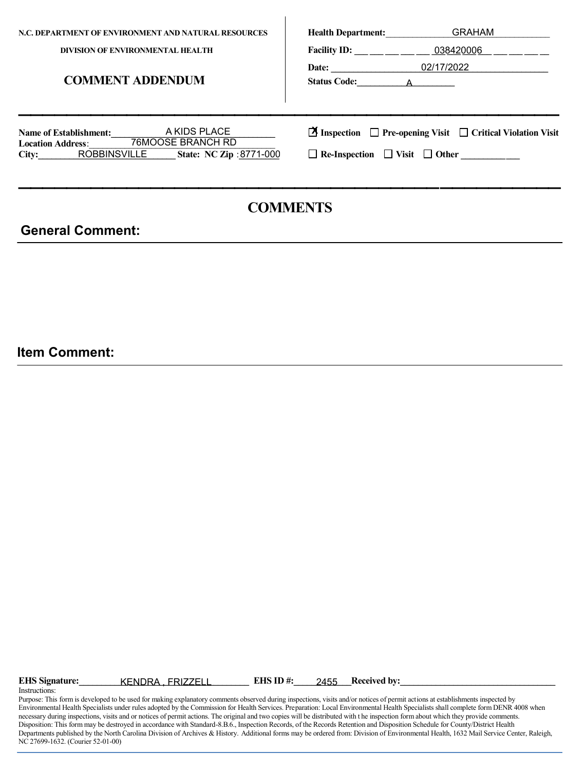**N.C. DEPARTMENT OF ENVIRONMENT AND NATURAL RESOURCES**

**DIVISION OF ENVIRONMENTAL HEALTH**

## COMMENT ADDENDUM

**Health Department:** GRAHAM

**Facility ID:** 038420006

**Date:** 02/17/2022

**Status Code:** A

**Name of Establishment:** A KIDS PLACE

**Location Address:** 76MOOSE BRANCH RD

**City:** ROBBINSVILLE **State: NC Zip :** 8771-000

☒ Inspection ☐ Pre-opening Visit ☐ Critical Violation Visit

☐ Re-Inspection ☐ Visit ☐ Other

# COMMENTS

## General Comment:

## Item Comment:

**EHS Signature:** KENDRA , FRIZZELL **EHS ID #:** 2455 **Received by:**

Instructions:

Purpose: This form is developed to be used for making explanatory comments observed during inspections, visits and/or notices of permit actions at establishments inspected by Environmental Health Specialists under rules adopted by the Commission for Health Services. Preparation: Local Environmental Health Specialists shall complete form DENR 4008 when necessary during inspections, visits and or notices of permit actions. The original and two copies will be distributed with t he inspection form about which they provide comments. Disposition: This form may be destroyed in accordance with Standard-8.B.6., Inspection Records, of the Records Retention and Disposition Schedule for County/District Health Departments published by the North Carolina Division of Archives & History. Additional forms may be ordered from: Division of Environmental Health, 1632 Mail Service Center, Raleigh, NC 27699-1632. (Courier 52-01-00)